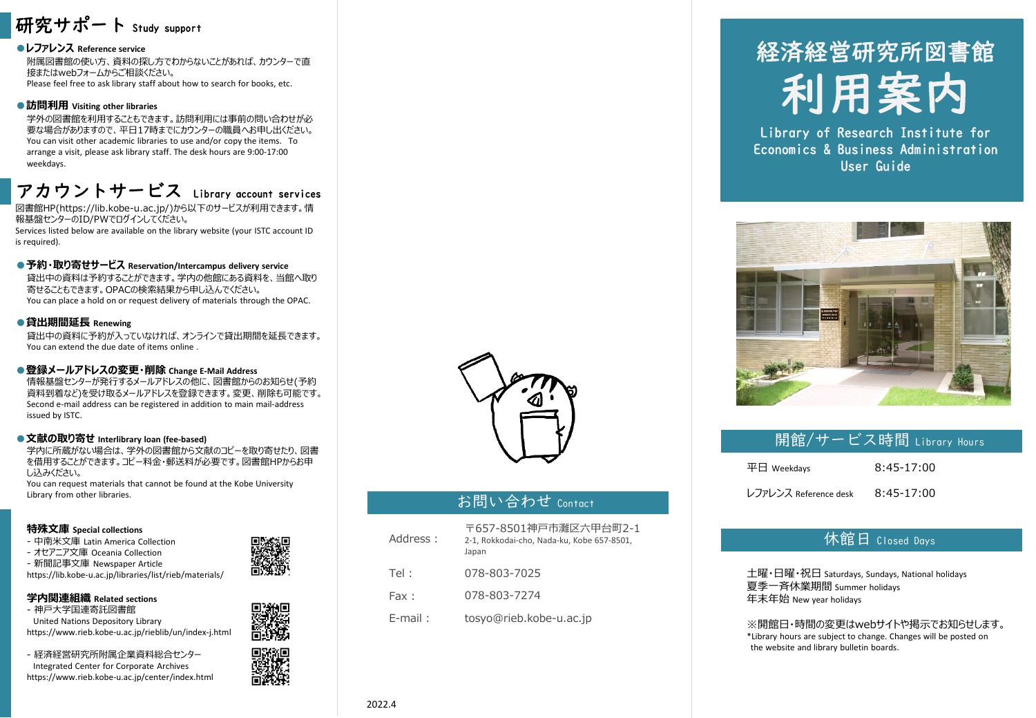# 経済経営研究所図書館 利用案内

Library of Research Institute for Economics & Business Administration User Guide

## 開館/サービス時間 Library Hours

| | |
|---|---|
| 平日 Weekdays | 8:45-17:00 |
| レファレンス Reference desk | 8:45-17:00 |

## 休館日 Closed Days

土曜・日曜・祝日 Saturdays, Sundays, National holidays
夏季一斉休業期間 Summer holidays
年末年始 New year holidays

※開館日・時間の変更はwebサイトや掲示でお知らせします。
*Library hours are subject to change. Changes will be posted on the website and library bulletin boards.

## お問い合わせ Contact

| | |
|---|---|
| Address： | 〒657-8501神戸市灘区六甲台町2-1<br>2-1, Rokkodai-cho, Nada-ku, Kobe 657-8501, Japan |
| Tel： | 078-803-7025 |
| Fax： | 078-803-7274 |
| E-mail： | tosyo@rieb.kobe-u.ac.jp |

2022.4

## 研究サポート Study support

**●レファレンス Reference service**

附属図書館の使い方、資料の探し方でわからないことがあれば、カウンターで直接またはwebフォームからご相談ください。
Please feel free to ask library staff about how to search for books, etc.

**●訪問利用 Visiting other libraries**

学外の図書館を利用することもできます。訪問利用には事前の問い合わせが必要な場合がありますので、平日17時までにカウンターの職員へお申し出ください。
You can visit other academic libraries to use and/or copy the items. To arrange a visit, please ask library staff. The desk hours are 9:00-17:00 weekdays.

## アカウントサービス Library account services

図書館HP(https://lib.kobe-u.ac.jp/)から以下のサービスが利用できます。情報基盤センターのID/PWでログインしてください。
Services listed below are available on the library website (your ISTC account ID is required).

**●予約・取り寄せサービス Reservation/Intercampus delivery service**

貸出中の資料は予約することができます。学内の他館にある資料を、当館へ取り寄せることもできます。OPACの検索結果から申し込んでください。
You can place a hold on or request delivery of materials through the OPAC.

**●貸出期間延長 Renewing**

貸出中の資料に予約が入っていなければ、オンラインで貸出期間を延長できます。
You can extend the due date of items online .

**●登録メールアドレスの変更・削除 Change E-Mail Address**

情報基盤センターが発行するメールアドレスの他に、図書館からのお知らせ(予約資料到着など)を受け取るメールアドレスを登録できます。変更、削除も可能です。
Second e-mail address can be registered in addition to main mail-address issued by ISTC.

**●文献の取り寄せ Interlibrary loan (fee-based)**

学内に所蔵がない場合は、学外の図書館から文献のコピーを取り寄せたり、図書を借用することができます。コピー料金・郵送料が必要です。図書館HPからお申し込みください。
You can request materials that cannot be found at the Kobe University Library from other libraries.

**特殊文庫 Special collections**

- 中南米文庫 Latin America Collection
- オセアニア文庫 Oceania Collection
- 新聞記事文庫 Newspaper Article

https://lib.kobe-u.ac.jp/libraries/list/rieb/materials/

**学内関連組織 Related sections**

- 神戸大学国連寄託図書館 United Nations Depository Library
https://www.rieb.kobe-u.ac.jp/rieblib/un/index-j.html

- 経済経営研究所附属企業資料総合センター Integrated Center for Corporate Archives
https://www.rieb.kobe-u.ac.jp/center/index.html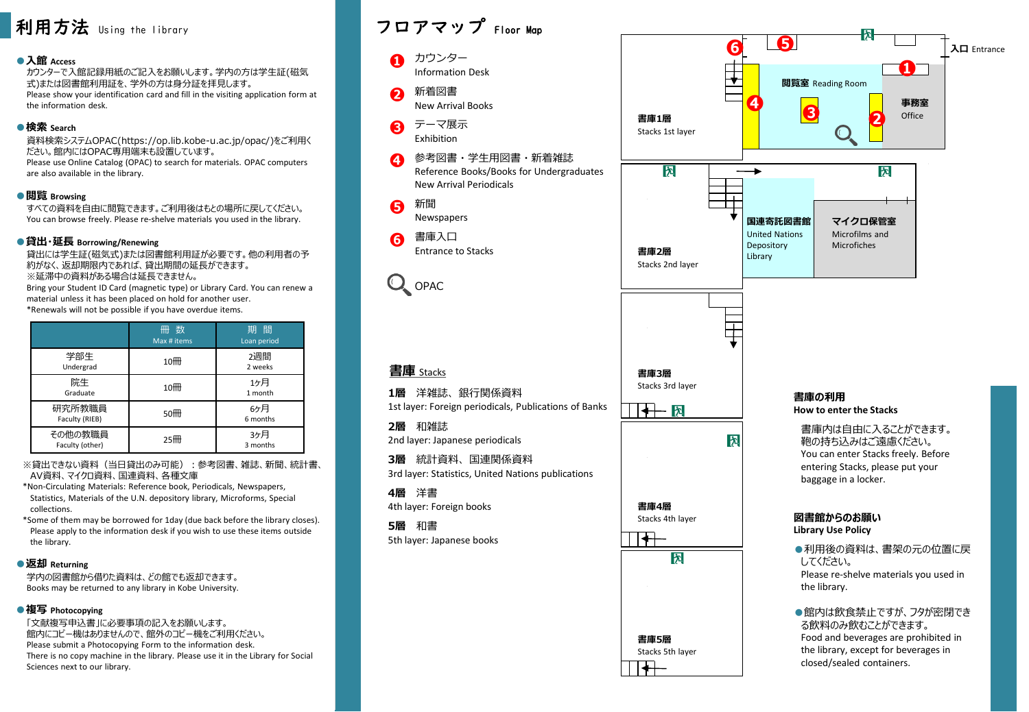# 利用方法 Using the library

**●入館 Access**

カウンターで入館記録用紙のご記入をお願いします。学内の方は学生証(磁気式)または図書館利用証を、学外の方は身分証を拝見します。
Please show your identification card and fill in the visiting application form at the information desk.

**●検索 Search**

資料検索システムOPAC(https://op.lib.kobe-u.ac.jp/opac/)をご利用ください。館内にはOPAC専用端末も設置しています。
Please use Online Catalog (OPAC) to search for materials. OPAC computers are also available in the library.

**●閲覧 Browsing**

すべての資料を自由に閲覧できます。ご利用後はもとの場所に戻してください。
You can browse freely. Please re-shelve materials you used in the library.

**●貸出・延長 Borrowing/Renewing**

貸出には学生証(磁気式)または図書館利用証が必要です。他の利用者の予約がなく、返却期限内であれば、貸出期間の延長ができます。
※延滞中の資料がある場合は延長できません。
Bring your Student ID Card (magnetic type) or Library Card. You can renew a material unless it has been placed on hold for another user.
*Renewals will not be possible if you have overdue items.

| | 冊 数 Max # items | 期 間 Loan period |
|---|---|---|
| 学部生 Undergrad | 10冊 | 2週間 2 weeks |
| 院生 Graduate | 10冊 | 1ヶ月 1 month |
| 研究所教職員 Faculty (RIEB) | 50冊 | 6ヶ月 6 months |
| その他の教職員 Faculty (other) | 25冊 | 3ヶ月 3 months |

※貸出できない資料（当日貸出のみ可能）：参考図書、雑誌、新聞、統計書、AV資料、マイクロ資料、各種文庫
*Non-Circulating Materials: Reference book, Periodicals, Newspapers, Statistics, Materials of the U.N. depository library, Microforms, Special collections.
*Some of them may be borrowed for 1day (due back before the library closes). Please apply to the information desk if you wish to use these items outside the library.

**●返却 Returning**

学内の図書館から借りた資料は、どの館でも返却できます。
Books may be returned to any library in Kobe University.

**●複写 Photocopying**

「文献複写申込書」に必要事項の記入をお願いします。
館内にコピー機はありませんので、館外のコピー機をご利用ください。
Please submit a Photocopying Form to the information desk.
There is no copy machine in the library. Please use it in the Library for Social Sciences next to our library.

# フロアマップ Floor Map

1. カウンター Information Desk
2. 新着図書 New Arrival Books
3. テーマ展示 Exhibition
4. 参考図書・学生用図書・新着雑誌 Reference Books/Books for Undergraduates New Arrival Periodicals
5. 新聞 Newspapers
6. 書庫入口 Entrance to Stacks

OPAC

入口 Entrance
閲覧室 Reading Room
事務室 Office
書庫1層 Stacks 1st layer
書庫2層 Stacks 2nd layer
国連寄託図書館 United Nations Depository Library
マイクロ保管室 Microfilms and Microfiches
書庫3層 Stacks 3rd layer
書庫4層 Stacks 4th layer
書庫5層 Stacks 5th layer

## 書庫 Stacks

**1層** 洋雑誌、銀行関係資料
1st layer: Foreign periodicals, Publications of Banks

**2層** 和雑誌
2nd layer: Japanese periodicals

**3層** 統計資料、国連関係資料
3rd layer: Statistics, United Nations publications

**4層** 洋書
4th layer: Foreign books

**5層** 和書
5th layer: Japanese books

## 書庫の利用 How to enter the Stacks

書庫内は自由に入ることができます。
鞄の持ち込みはご遠慮ください。
You can enter Stacks freely. Before entering Stacks, please put your baggage in a locker.

## 図書館からのお願い Library Use Policy

- 利用後の資料は、書架の元の位置に戻してください。
  Please re-shelve materials you used in the library.
- 館内は飲食禁止ですが、フタが密閉できる飲料のみ飲むことができます。
  Food and beverages are prohibited in the library, except for beverages in closed/sealed containers.